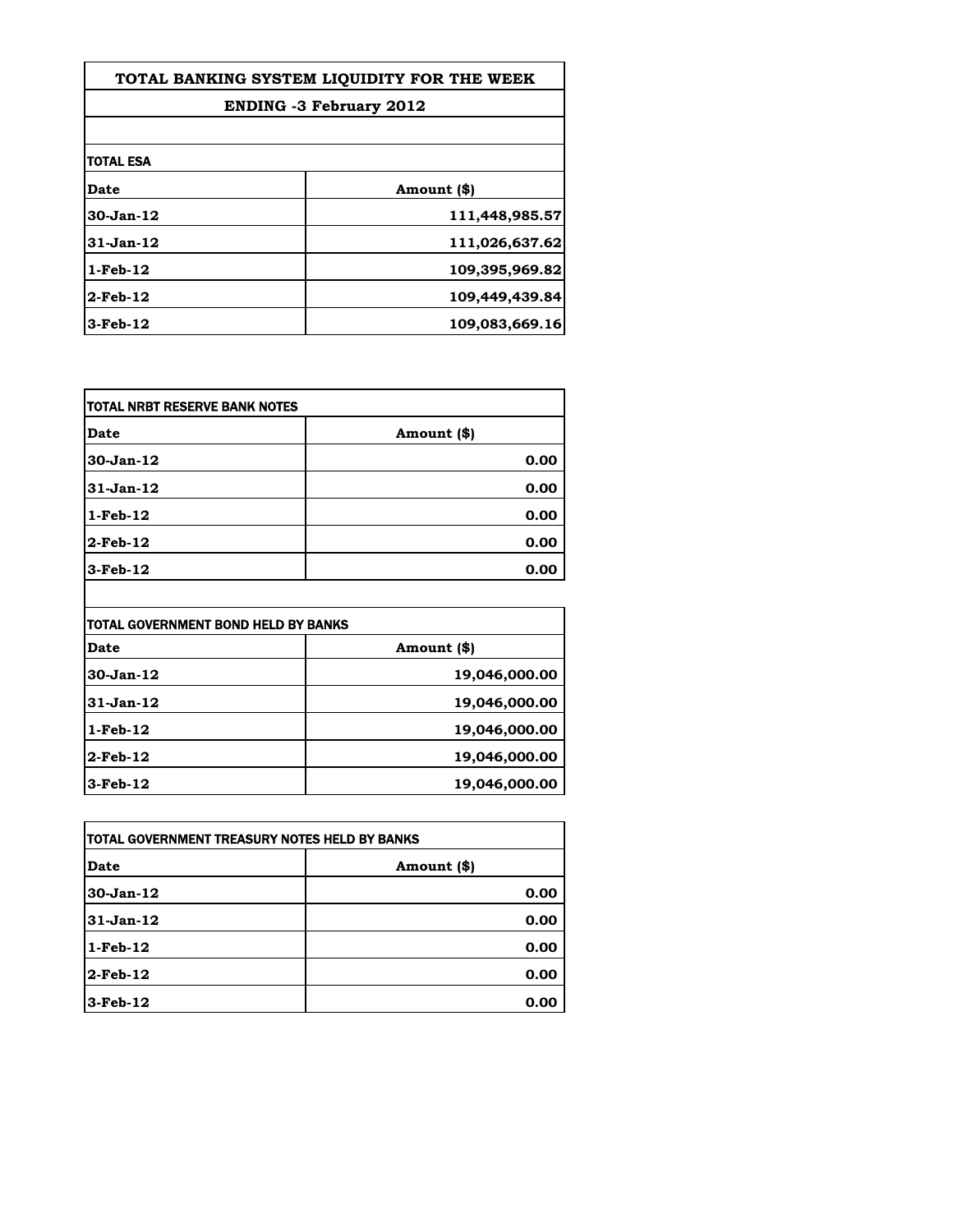# TOTAL BANKING SYSTEM LIQUIDITY FOR THE WEEK

## ENDING -3 February 2012

**TOTAL ESA**

| Date | Amount ($) |
|---|---|
| 30-Jan-12 | 111,448,985.57 |
| 31-Jan-12 | 111,026,637.62 |
| 1-Feb-12 | 109,395,969.82 |
| 2-Feb-12 | 109,449,439.84 |
| 3-Feb-12 | 109,083,669.16 |

**TOTAL NRBT RESERVE BANK NOTES**

| Date | Amount ($) |
|---|---|
| 30-Jan-12 | 0.00 |
| 31-Jan-12 | 0.00 |
| 1-Feb-12 | 0.00 |
| 2-Feb-12 | 0.00 |
| 3-Feb-12 | 0.00 |

**TOTAL GOVERNMENT BOND HELD BY BANKS**

| Date | Amount ($) |
|---|---|
| 30-Jan-12 | 19,046,000.00 |
| 31-Jan-12 | 19,046,000.00 |
| 1-Feb-12 | 19,046,000.00 |
| 2-Feb-12 | 19,046,000.00 |
| 3-Feb-12 | 19,046,000.00 |

**TOTAL GOVERNMENT TREASURY NOTES HELD BY BANKS**

| Date | Amount ($) |
|---|---|
| 30-Jan-12 | 0.00 |
| 31-Jan-12 | 0.00 |
| 1-Feb-12 | 0.00 |
| 2-Feb-12 | 0.00 |
| 3-Feb-12 | 0.00 |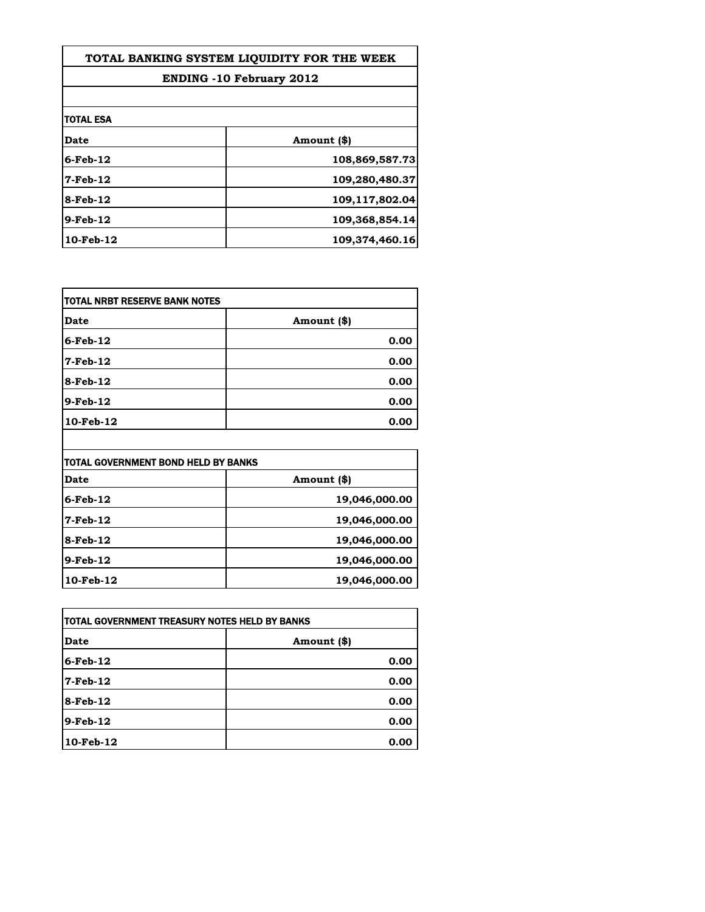# TOTAL BANKING SYSTEM LIQUIDITY FOR THE WEEK

## ENDING -10 February 2012

**TOTAL ESA**

| Date | Amount ($) |
|---|---|
| 6-Feb-12 | 108,869,587.73 |
| 7-Feb-12 | 109,280,480.37 |
| 8-Feb-12 | 109,117,802.04 |
| 9-Feb-12 | 109,368,854.14 |
| 10-Feb-12 | 109,374,460.16 |

**TOTAL NRBT RESERVE BANK NOTES**

| Date | Amount ($) |
|---|---|
| 6-Feb-12 | 0.00 |
| 7-Feb-12 | 0.00 |
| 8-Feb-12 | 0.00 |
| 9-Feb-12 | 0.00 |
| 10-Feb-12 | 0.00 |

**TOTAL GOVERNMENT BOND HELD BY BANKS**

| Date | Amount ($) |
|---|---|
| 6-Feb-12 | 19,046,000.00 |
| 7-Feb-12 | 19,046,000.00 |
| 8-Feb-12 | 19,046,000.00 |
| 9-Feb-12 | 19,046,000.00 |
| 10-Feb-12 | 19,046,000.00 |

**TOTAL GOVERNMENT TREASURY NOTES HELD BY BANKS**

| Date | Amount ($) |
|---|---|
| 6-Feb-12 | 0.00 |
| 7-Feb-12 | 0.00 |
| 8-Feb-12 | 0.00 |
| 9-Feb-12 | 0.00 |
| 10-Feb-12 | 0.00 |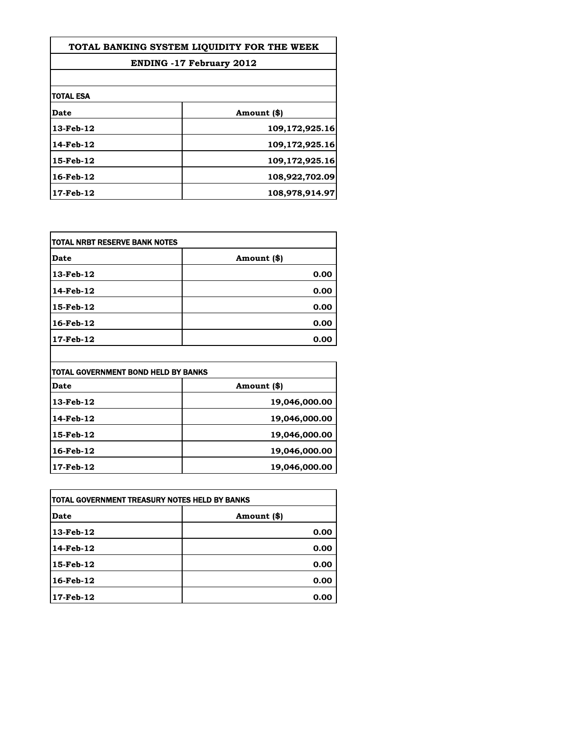# TOTAL BANKING SYSTEM LIQUIDITY FOR THE WEEK

## ENDING -17 February 2012

**TOTAL ESA**

| Date | Amount ($) |
|---|---|
| 13-Feb-12 | 109,172,925.16 |
| 14-Feb-12 | 109,172,925.16 |
| 15-Feb-12 | 109,172,925.16 |
| 16-Feb-12 | 108,922,702.09 |
| 17-Feb-12 | 108,978,914.97 |

**TOTAL NRBT RESERVE BANK NOTES**

| Date | Amount ($) |
|---|---|
| 13-Feb-12 | 0.00 |
| 14-Feb-12 | 0.00 |
| 15-Feb-12 | 0.00 |
| 16-Feb-12 | 0.00 |
| 17-Feb-12 | 0.00 |

**TOTAL GOVERNMENT BOND HELD BY BANKS**

| Date | Amount ($) |
|---|---|
| 13-Feb-12 | 19,046,000.00 |
| 14-Feb-12 | 19,046,000.00 |
| 15-Feb-12 | 19,046,000.00 |
| 16-Feb-12 | 19,046,000.00 |
| 17-Feb-12 | 19,046,000.00 |

**TOTAL GOVERNMENT TREASURY NOTES HELD BY BANKS**

| Date | Amount ($) |
|---|---|
| 13-Feb-12 | 0.00 |
| 14-Feb-12 | 0.00 |
| 15-Feb-12 | 0.00 |
| 16-Feb-12 | 0.00 |
| 17-Feb-12 | 0.00 |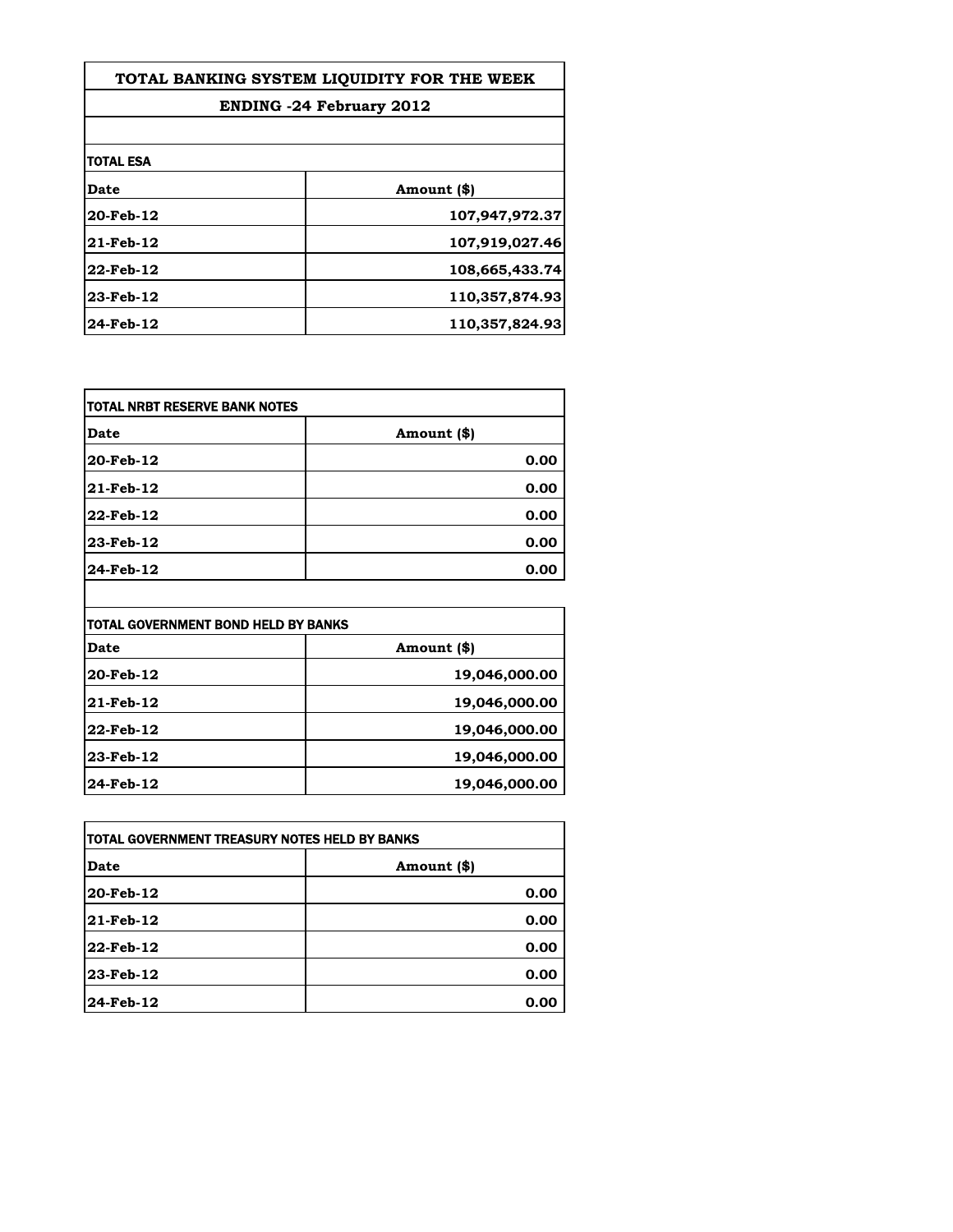# TOTAL BANKING SYSTEM LIQUIDITY FOR THE WEEK

## ENDING -24 February 2012

**TOTAL ESA**

| Date | Amount ($) |
|---|---|
| 20-Feb-12 | 107,947,972.37 |
| 21-Feb-12 | 107,919,027.46 |
| 22-Feb-12 | 108,665,433.74 |
| 23-Feb-12 | 110,357,874.93 |
| 24-Feb-12 | 110,357,824.93 |

**TOTAL NRBT RESERVE BANK NOTES**

| Date | Amount ($) |
|---|---|
| 20-Feb-12 | 0.00 |
| 21-Feb-12 | 0.00 |
| 22-Feb-12 | 0.00 |
| 23-Feb-12 | 0.00 |
| 24-Feb-12 | 0.00 |

**TOTAL GOVERNMENT BOND HELD BY BANKS**

| Date | Amount ($) |
|---|---|
| 20-Feb-12 | 19,046,000.00 |
| 21-Feb-12 | 19,046,000.00 |
| 22-Feb-12 | 19,046,000.00 |
| 23-Feb-12 | 19,046,000.00 |
| 24-Feb-12 | 19,046,000.00 |

**TOTAL GOVERNMENT TREASURY NOTES HELD BY BANKS**

| Date | Amount ($) |
|---|---|
| 20-Feb-12 | 0.00 |
| 21-Feb-12 | 0.00 |
| 22-Feb-12 | 0.00 |
| 23-Feb-12 | 0.00 |
| 24-Feb-12 | 0.00 |